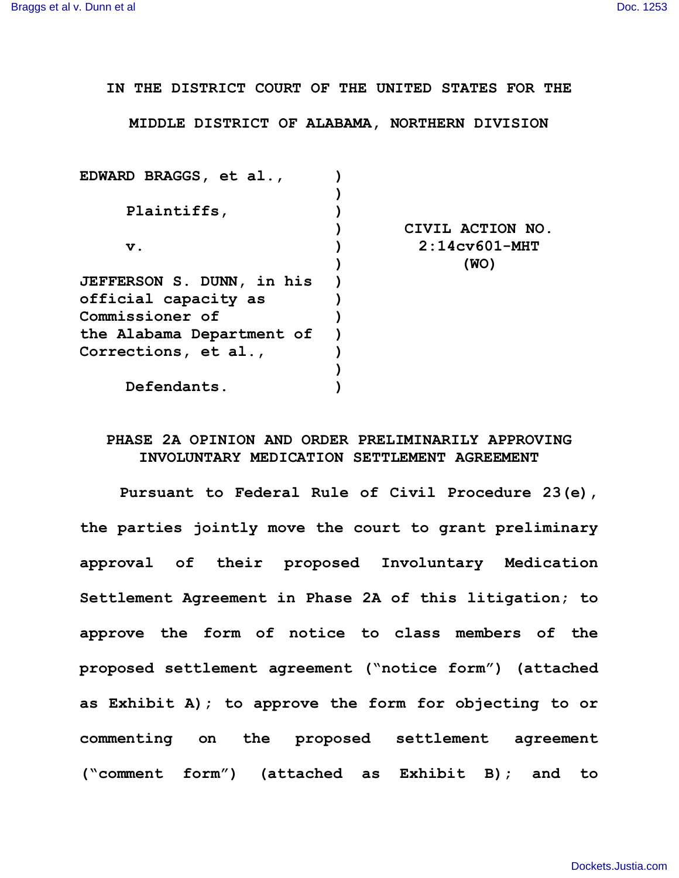IN THE DISTRICT COURT OF THE UNITED STATES FOR THE MIDDLE DISTRICT OF ALABAMA, NORTHERN DIVISION

| | | |
|---|---|---|
| EDWARD BRAGGS, et al., | ) | |
| | ) | |
| Plaintiffs, | ) | |
| | ) | CIVIL ACTION NO. |
| v. | ) | 2:14cv601-MHT |
| | ) | (WO) |
| JEFFERSON S. DUNN, in his official capacity as Commissioner of the Alabama Department of Corrections, et al., | ) | |
| | ) | |
| Defendants. | ) | |

## PHASE 2A OPINION AND ORDER PRELIMINARILY APPROVING INVOLUNTARY MEDICATION SETTLEMENT AGREEMENT

Pursuant to Federal Rule of Civil Procedure 23(e), the parties jointly move the court to grant preliminary approval of their proposed Involuntary Medication Settlement Agreement in Phase 2A of this litigation; to approve the form of notice to class members of the proposed settlement agreement ("notice form") (attached as Exhibit A); to approve the form for objecting to or commenting on the proposed settlement agreement ("comment form") (attached as Exhibit B); and to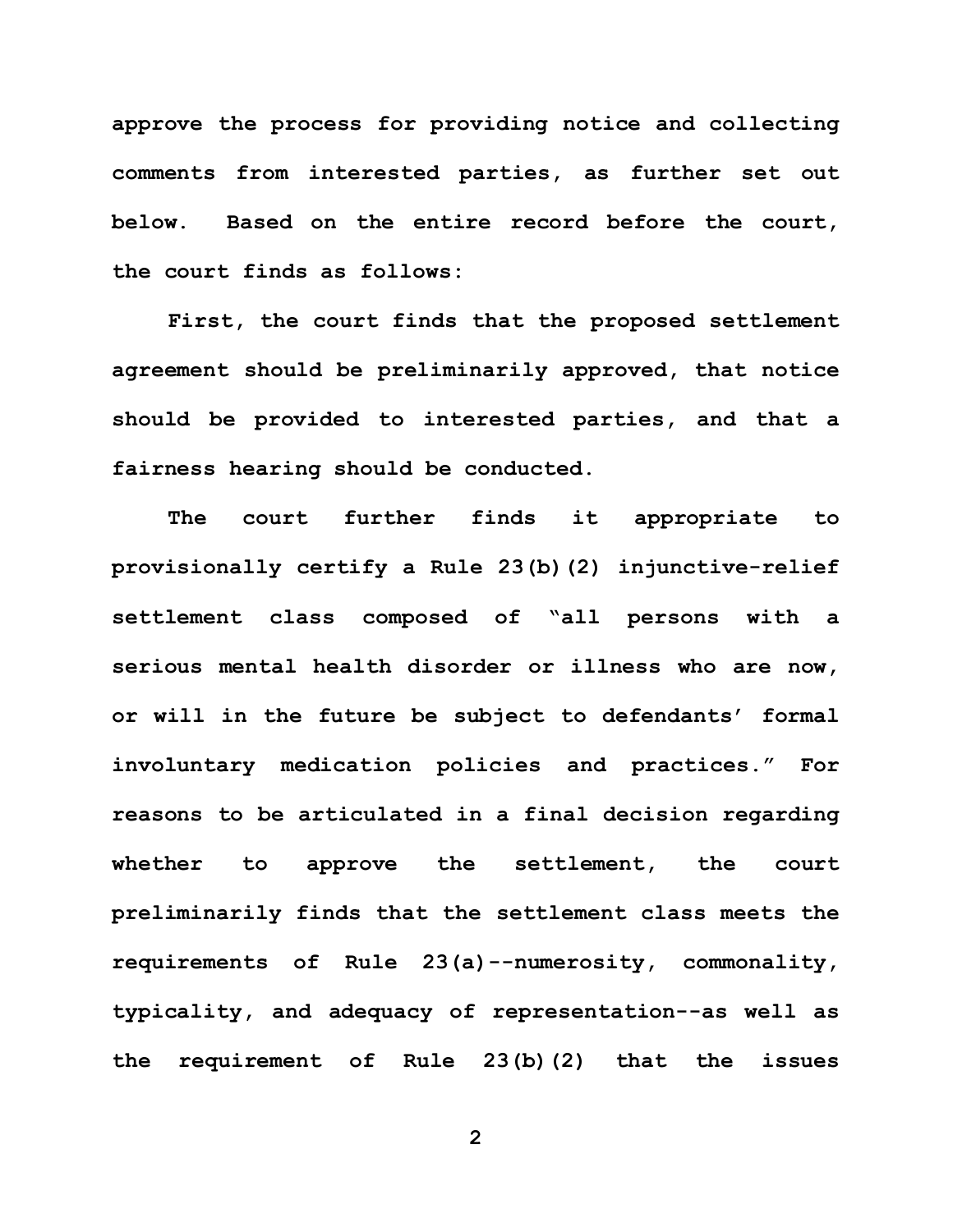approve the process for providing notice and collecting comments from interested parties, as further set out below. Based on the entire record before the court, the court finds as follows:

First, the court finds that the proposed settlement agreement should be preliminarily approved, that notice should be provided to interested parties, and that a fairness hearing should be conducted.

The court further finds it appropriate to provisionally certify a Rule 23(b)(2) injunctive-relief settlement class composed of "all persons with a serious mental health disorder or illness who are now, or will in the future be subject to defendants' formal involuntary medication policies and practices." For reasons to be articulated in a final decision regarding whether to approve the settlement, the court preliminarily finds that the settlement class meets the requirements of Rule 23(a)--numerosity, commonality, typicality, and adequacy of representation--as well as the requirement of Rule 23(b)(2) that the issues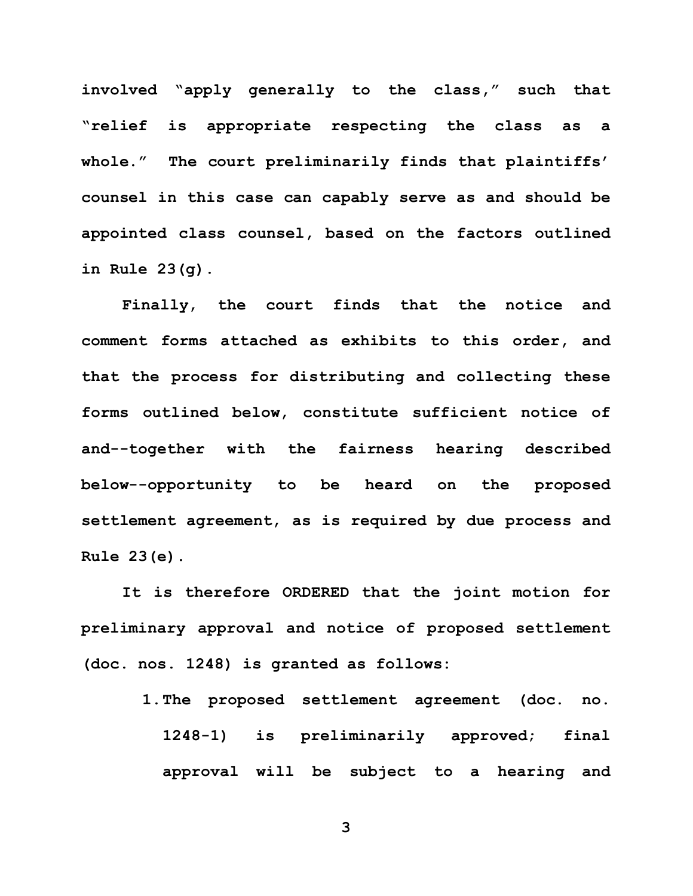involved "apply generally to the class," such that "relief is appropriate respecting the class as a whole." The court preliminarily finds that plaintiffs' counsel in this case can capably serve as and should be appointed class counsel, based on the factors outlined in Rule 23(g).

Finally, the court finds that the notice and comment forms attached as exhibits to this order, and that the process for distributing and collecting these forms outlined below, constitute sufficient notice of and--together with the fairness hearing described below--opportunity to be heard on the proposed settlement agreement, as is required by due process and Rule 23(e).

It is therefore ORDERED that the joint motion for preliminary approval and notice of proposed settlement (doc. nos. 1248) is granted as follows:

1. The proposed settlement agreement (doc. no. 1248-1) is preliminarily approved; final approval will be subject to a hearing and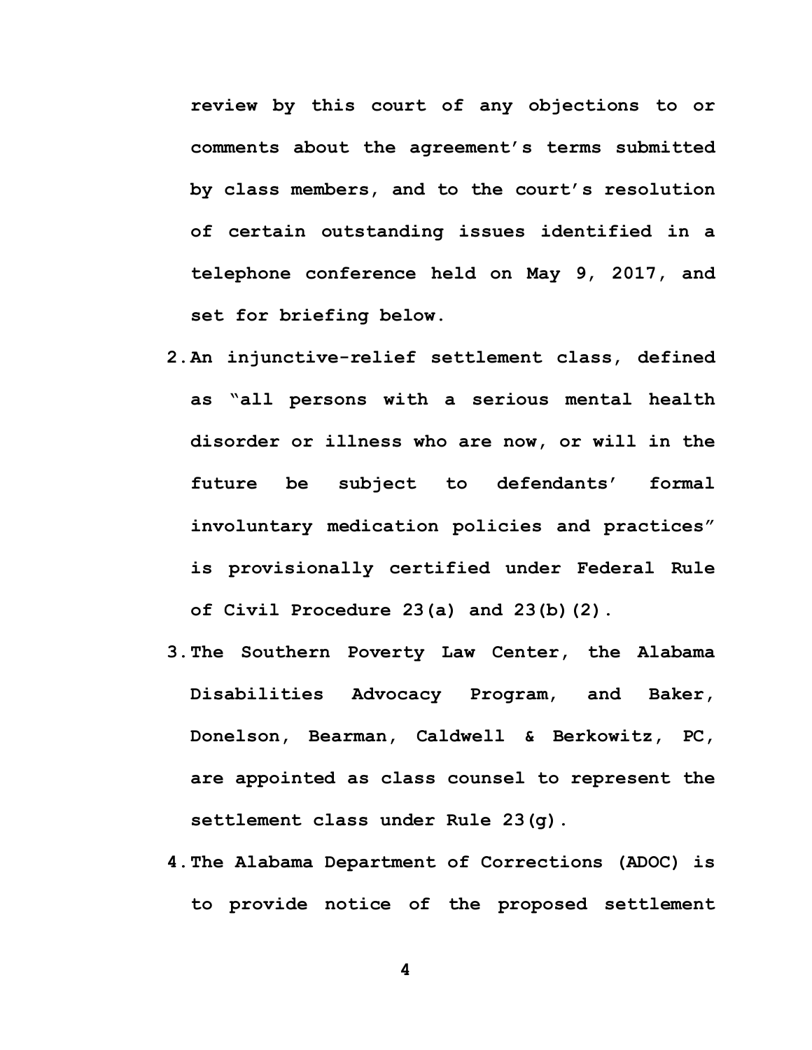**review by this court of any objections to or comments about the agreement's terms submitted by class members, and to the court's resolution of certain outstanding issues identified in a telephone conference held on May 9, 2017, and set for briefing below.**

2. **An injunctive-relief settlement class, defined as "all persons with a serious mental health disorder or illness who are now, or will in the future be subject to defendants' formal involuntary medication policies and practices" is provisionally certified under Federal Rule of Civil Procedure 23(a) and 23(b)(2).**

3. **The Southern Poverty Law Center, the Alabama Disabilities Advocacy Program, and Baker, Donelson, Bearman, Caldwell & Berkowitz, PC, are appointed as class counsel to represent the settlement class under Rule 23(g).**

4. **The Alabama Department of Corrections (ADOC) is to provide notice of the proposed settlement**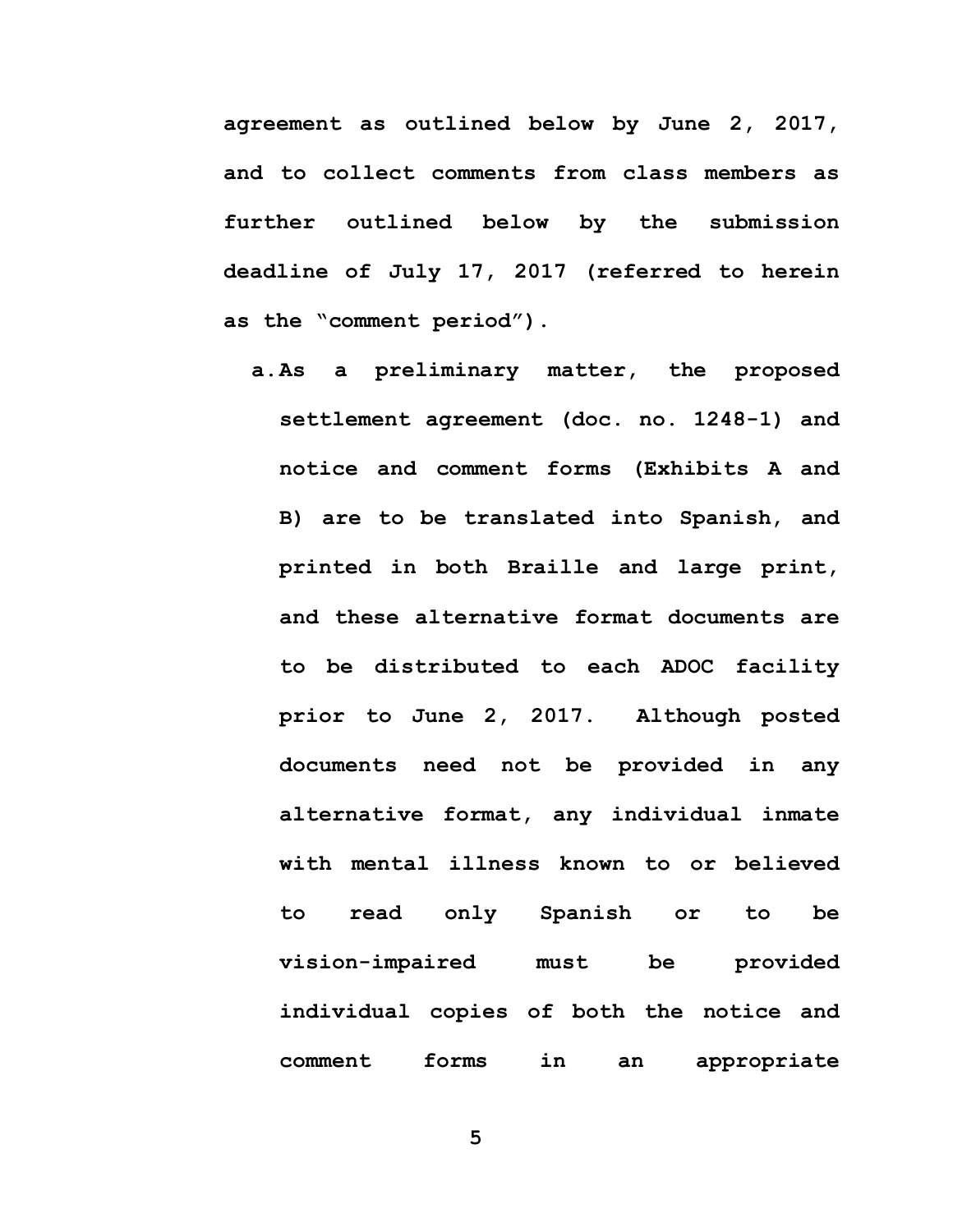**agreement as outlined below by June 2, 2017, and to collect comments from class members as further outlined below by the submission deadline of July 17, 2017 (referred to herein as the "comment period").**

**a. As a preliminary matter, the proposed settlement agreement (doc. no. 1248-1) and notice and comment forms (Exhibits A and B) are to be translated into Spanish, and printed in both Braille and large print, and these alternative format documents are to be distributed to each ADOC facility prior to June 2, 2017. Although posted documents need not be provided in any alternative format, any individual inmate with mental illness known to or believed to read only Spanish or to be vision-impaired must be provided individual copies of both the notice and comment forms in an appropriate**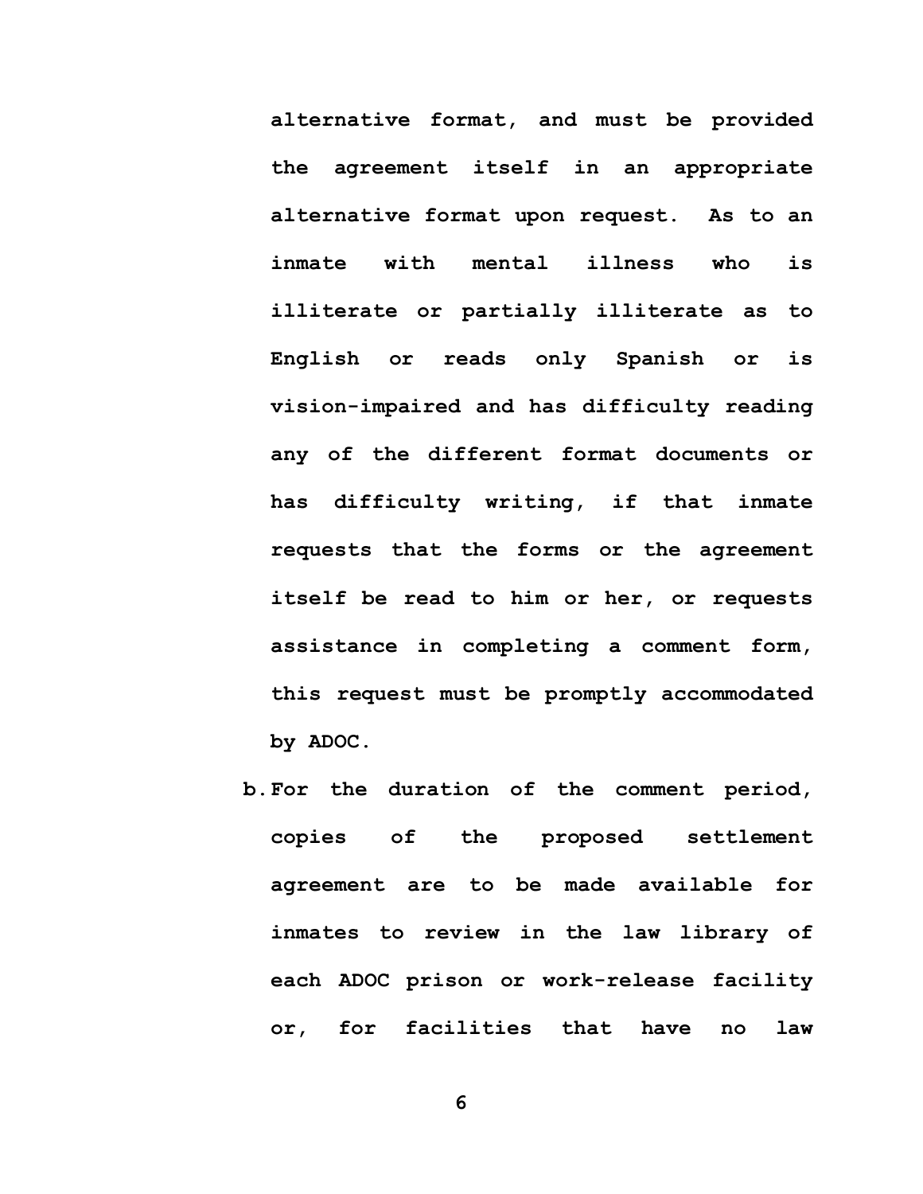**alternative format, and must be provided the agreement itself in an appropriate alternative format upon request. As to an inmate with mental illness who is illiterate or partially illiterate as to English or reads only Spanish or is vision-impaired and has difficulty reading any of the different format documents or has difficulty writing, if that inmate requests that the forms or the agreement itself be read to him or her, or requests assistance in completing a comment form, this request must be promptly accommodated by ADOC.**

**b. For the duration of the comment period, copies of the proposed settlement agreement are to be made available for inmates to review in the law library of each ADOC prison or work-release facility or, for facilities that have no law**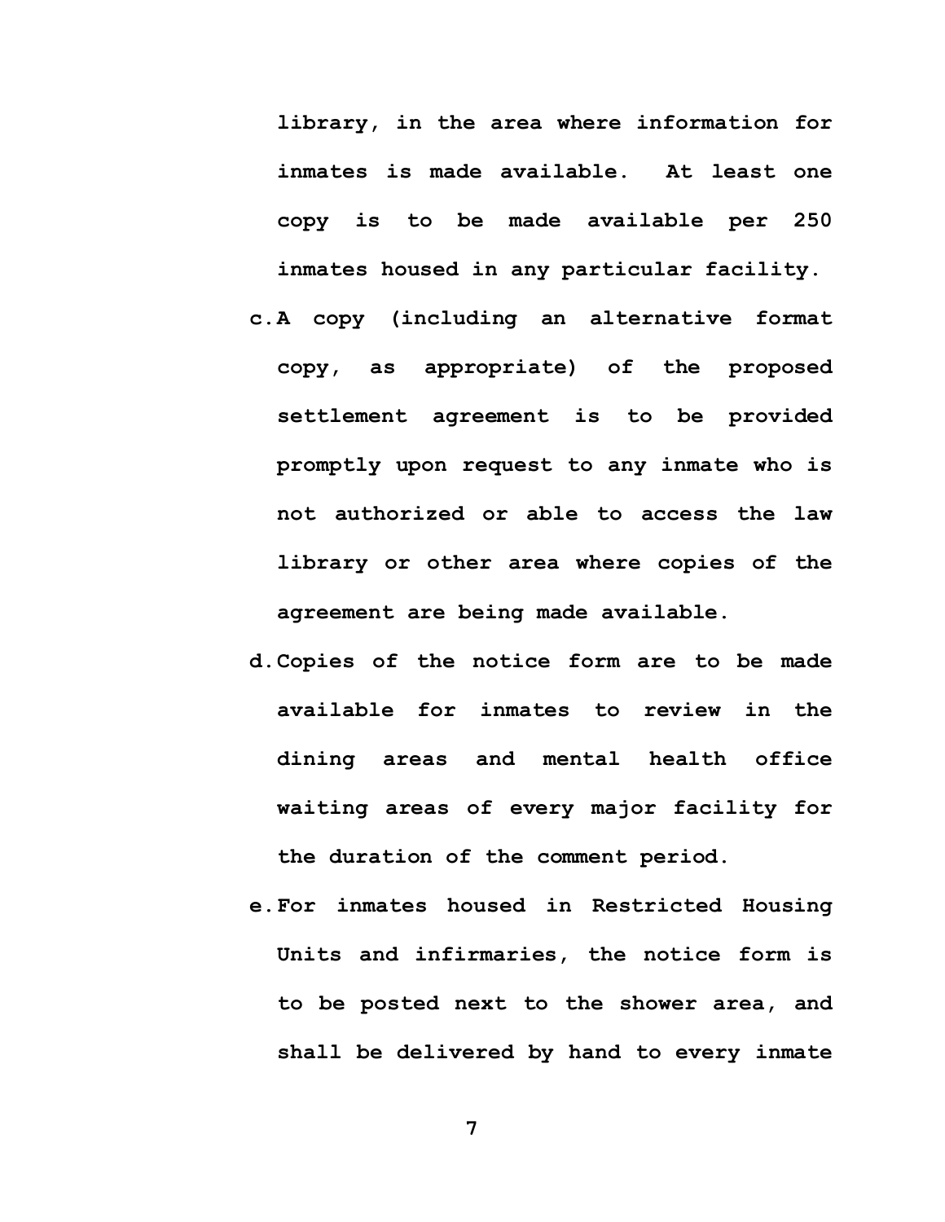**library, in the area where information for inmates is made available. At least one copy is to be made available per 250 inmates housed in any particular facility.**

**c. A copy (including an alternative format copy, as appropriate) of the proposed settlement agreement is to be provided promptly upon request to any inmate who is not authorized or able to access the law library or other area where copies of the agreement are being made available.**

**d. Copies of the notice form are to be made available for inmates to review in the dining areas and mental health office waiting areas of every major facility for the duration of the comment period.**

**e. For inmates housed in Restricted Housing Units and infirmaries, the notice form is to be posted next to the shower area, and shall be delivered by hand to every inmate**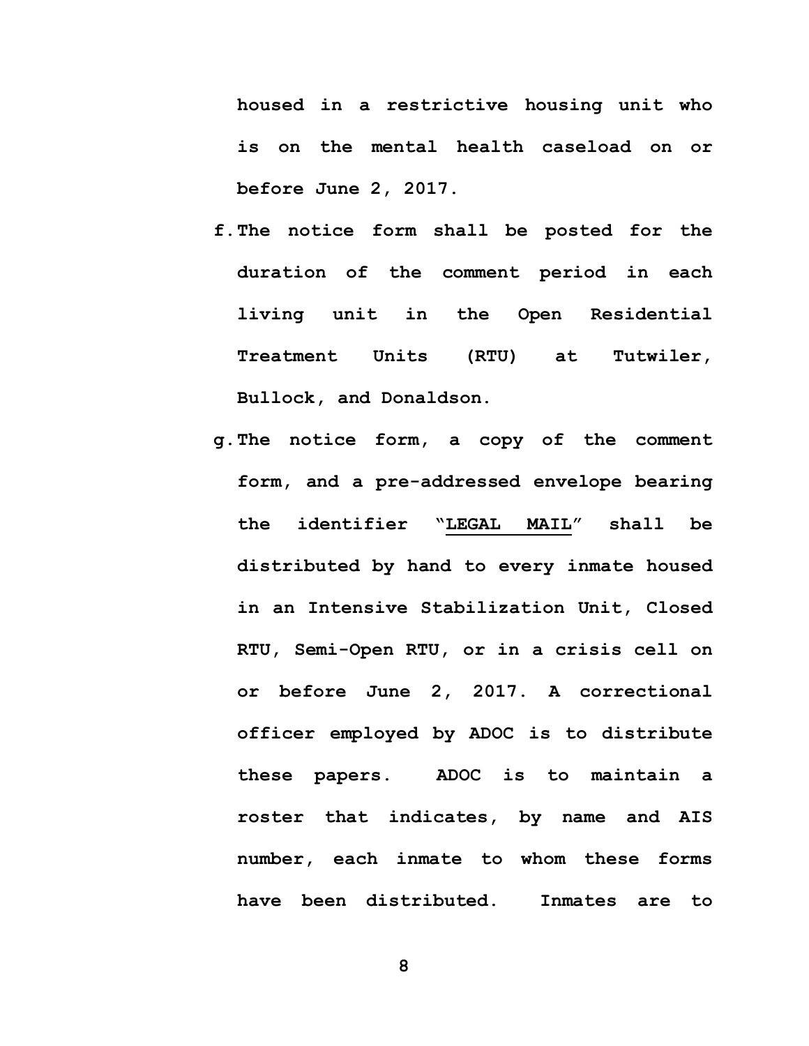**housed in a restrictive housing unit who is on the mental health caseload on or before June 2, 2017.**

**f. The notice form shall be posted for the duration of the comment period in each living unit in the Open Residential Treatment Units (RTU) at Tutwiler, Bullock, and Donaldson.**

**g. The notice form, a copy of the comment form, and a pre-addressed envelope bearing the identifier "<u>LEGAL MAIL</u>" shall be distributed by hand to every inmate housed in an Intensive Stabilization Unit, Closed RTU, Semi-Open RTU, or in a crisis cell on or before June 2, 2017. A correctional officer employed by ADOC is to distribute these papers. ADOC is to maintain a roster that indicates, by name and AIS number, each inmate to whom these forms have been distributed. Inmates are to**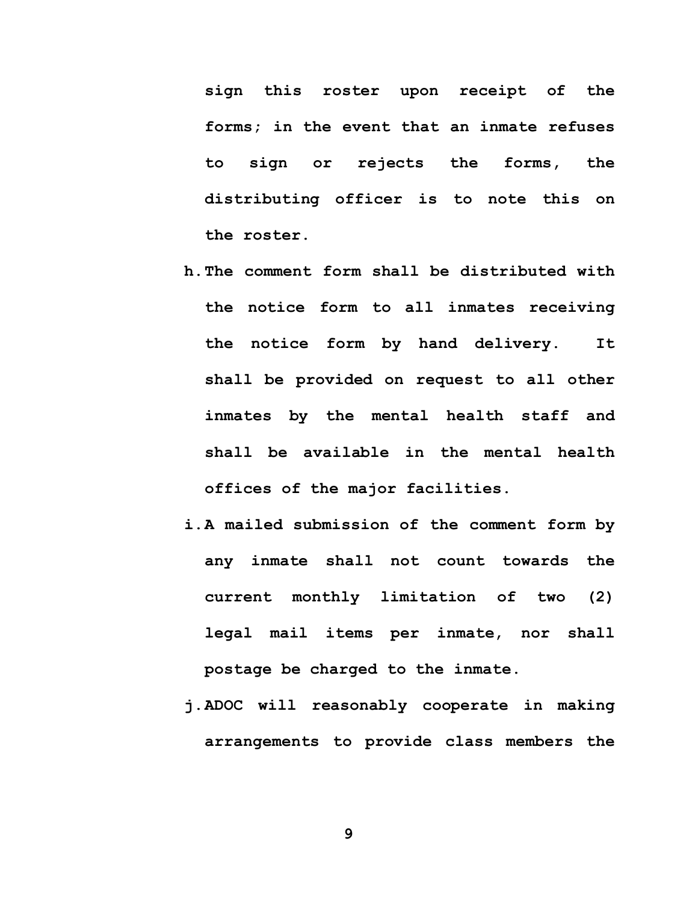**sign this roster upon receipt of the forms; in the event that an inmate refuses to sign or rejects the forms, the distributing officer is to note this on the roster.**

**h. The comment form shall be distributed with the notice form to all inmates receiving the notice form by hand delivery. It shall be provided on request to all other inmates by the mental health staff and shall be available in the mental health offices of the major facilities.**

**i. A mailed submission of the comment form by any inmate shall not count towards the current monthly limitation of two (2) legal mail items per inmate, nor shall postage be charged to the inmate.**

**j. ADOC will reasonably cooperate in making arrangements to provide class members the**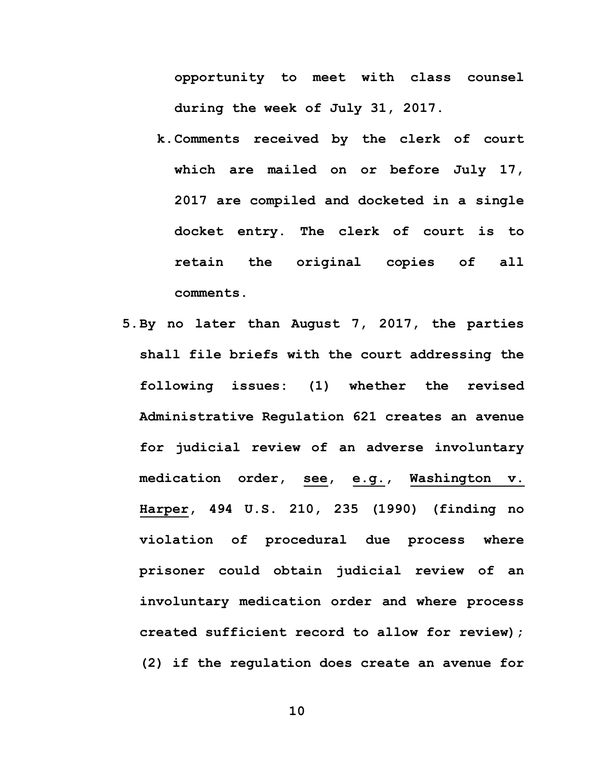opportunity to meet with class counsel during the week of July 31, 2017.

   k. Comments received by the clerk of court which are mailed on or before July 17, 2017 are compiled and docketed in a single docket entry. The clerk of court is to retain the original copies of all comments.

5. By no later than August 7, 2017, the parties shall file briefs with the court addressing the following issues: (1) whether the revised Administrative Regulation 621 creates an avenue for judicial review of an adverse involuntary medication order, see, e.g., Washington v. Harper, 494 U.S. 210, 235 (1990) (finding no violation of procedural due process where prisoner could obtain judicial review of an involuntary medication order and where process created sufficient record to allow for review); (2) if the regulation does create an avenue for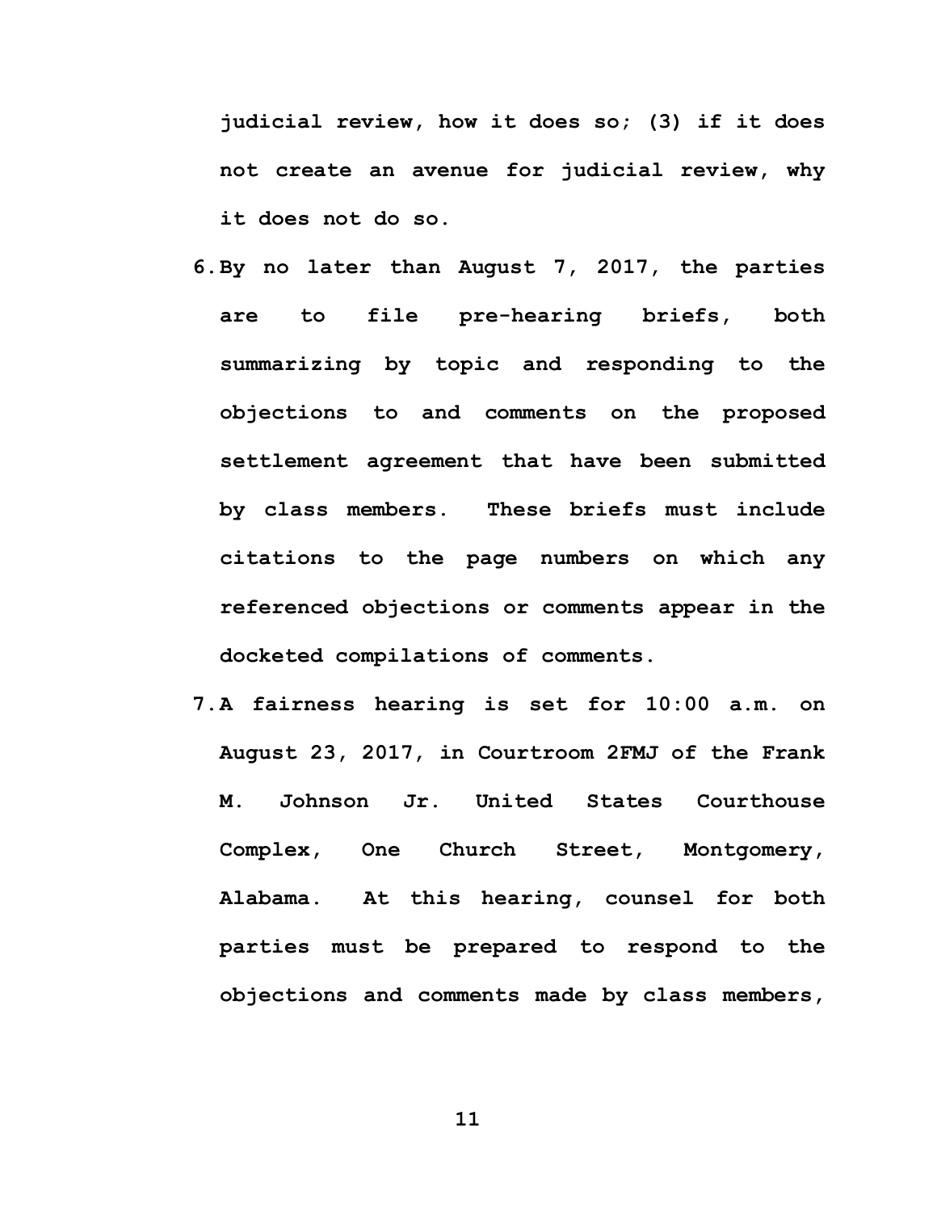**judicial review, how it does so; (3) if it does not create an avenue for judicial review, why it does not do so.**

6. **By no later than August 7, 2017, the parties are to file pre-hearing briefs, both summarizing by topic and responding to the objections to and comments on the proposed settlement agreement that have been submitted by class members. These briefs must include citations to the page numbers on which any referenced objections or comments appear in the docketed compilations of comments.**

7. **A fairness hearing is set for 10:00 a.m. on August 23, 2017, in Courtroom 2FMJ of the Frank M. Johnson Jr. United States Courthouse Complex, One Church Street, Montgomery, Alabama. At this hearing, counsel for both parties must be prepared to respond to the objections and comments made by class members,**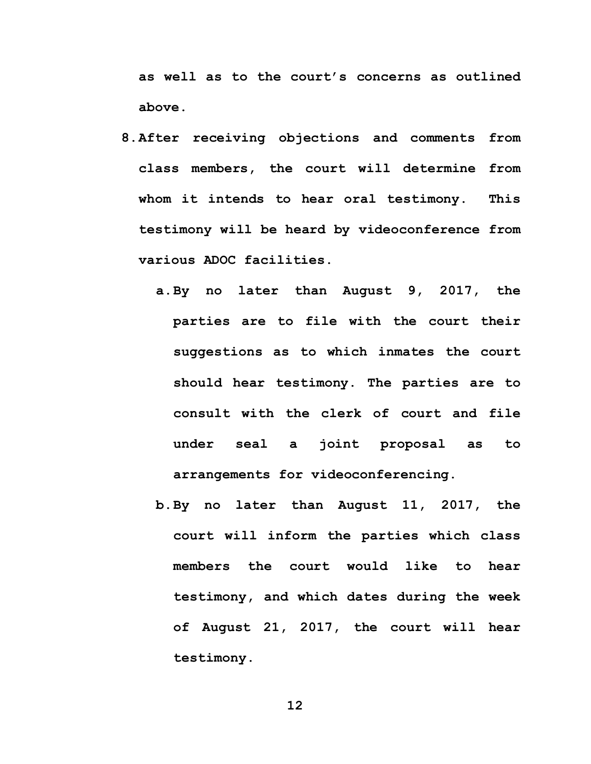**as well as to the court's concerns as outlined above.**

8. **After receiving objections and comments from class members, the court will determine from whom it intends to hear oral testimony. This testimony will be heard by videoconference from various ADOC facilities.**
   a. **By no later than August 9, 2017, the parties are to file with the court their suggestions as to which inmates the court should hear testimony. The parties are to consult with the clerk of court and file under seal a joint proposal as to arrangements for videoconferencing.**
   b. **By no later than August 11, 2017, the court will inform the parties which class members the court would like to hear testimony, and which dates during the week of August 21, 2017, the court will hear testimony.**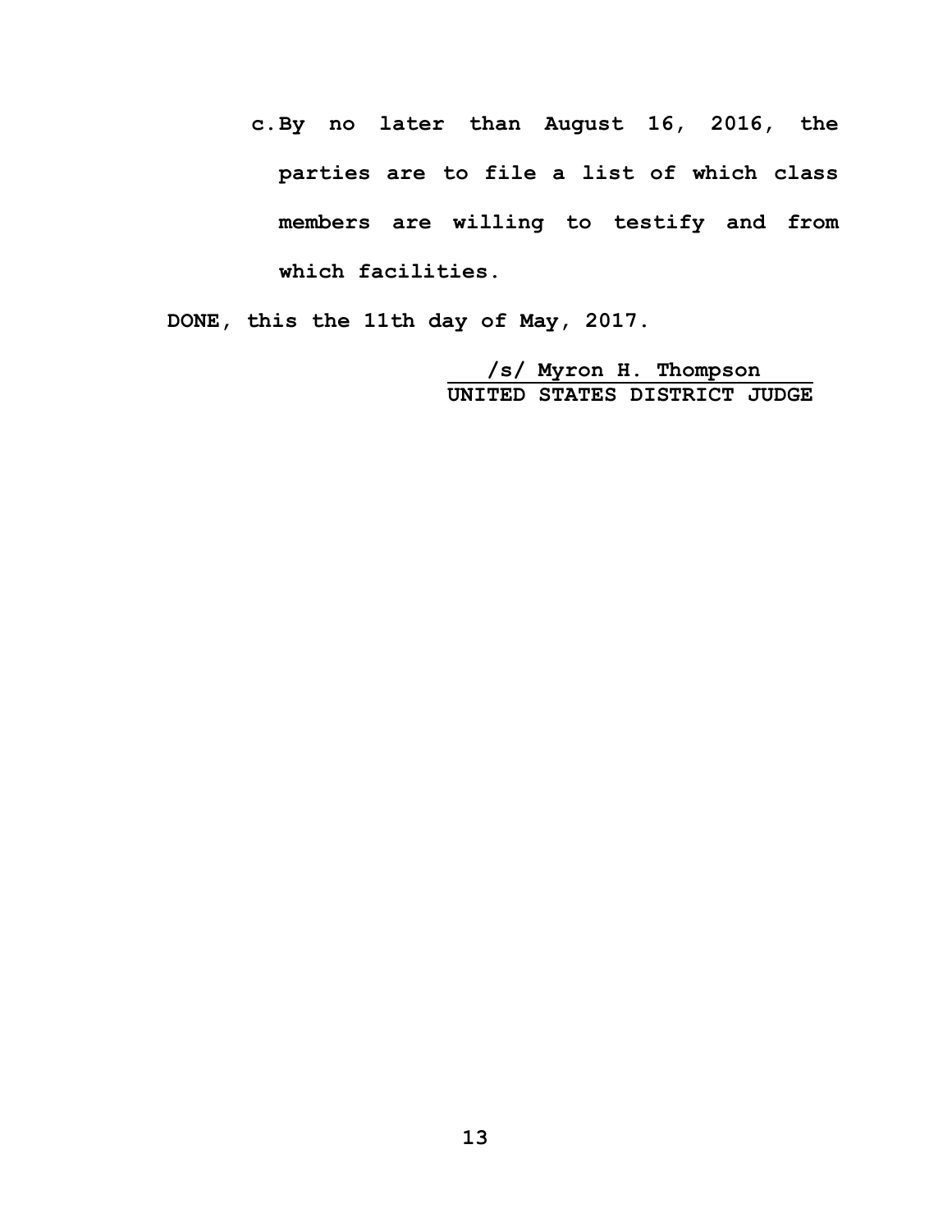c. By no later than August 16, 2016, the parties are to file a list of which class members are willing to testify and from which facilities.

DONE, this the 11th day of May, 2017.

/s/ Myron H. Thompson
UNITED STATES DISTRICT JUDGE